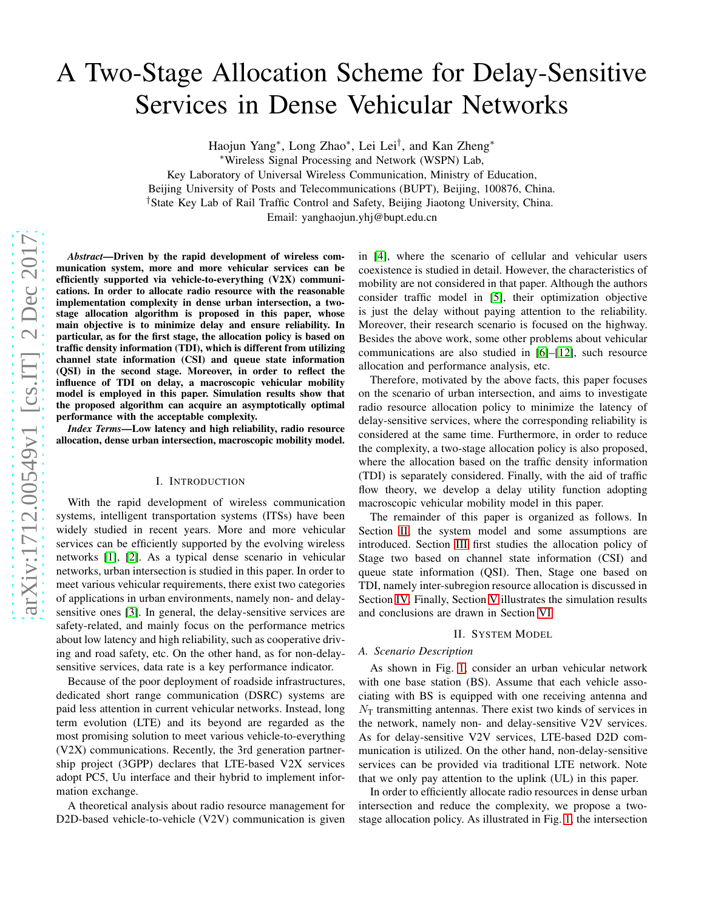# A Two-Stage Allocation Scheme for Delay-Sensitive Services in Dense Vehicular Networks

Haojun Yang*, Long Zhao*, Lei Lei†, and Kan Zheng*

*Wireless Signal Processing and Network (WSPN) Lab,
Key Laboratory of Universal Wireless Communication, Ministry of Education,
Beijing University of Posts and Telecommunications (BUPT), Beijing, 100876, China.
†State Key Lab of Rail Traffic Control and Safety, Beijing Jiaotong University, China.
Email: yanghaojun.yhj@bupt.edu.cn

***Abstract*—Driven by the rapid development of wireless communication system, more and more vehicular services can be efficiently supported via vehicle-to-everything (V2X) communications. In order to allocate radio resource with the reasonable implementation complexity in dense urban intersection, a two-stage allocation algorithm is proposed in this paper, whose main objective is to minimize delay and ensure reliability. In particular, as for the first stage, the allocation policy is based on traffic density information (TDI), which is different from utilizing channel state information (CSI) and queue state information (QSI) in the second stage. Moreover, in order to reflect the influence of TDI on delay, a macroscopic vehicular mobility model is employed in this paper. Simulation results show that the proposed algorithm can acquire an asymptotically optimal performance with the acceptable complexity.**

***Index Terms*—Low latency and high reliability, radio resource allocation, dense urban intersection, macroscopic mobility model.**

## I. Introduction

With the rapid development of wireless communication systems, intelligent transportation systems (ITSs) have been widely studied in recent years. More and more vehicular services can be efficiently supported by the evolving wireless networks [1], [2]. As a typical dense scenario in vehicular networks, urban intersection is studied in this paper. In order to meet various vehicular requirements, there exist two categories of applications in urban environments, namely non- and delay-sensitive ones [3]. In general, the delay-sensitive services are safety-related, and mainly focus on the performance metrics about low latency and high reliability, such as cooperative driving and road safety, etc. On the other hand, as for non-delay-sensitive services, data rate is a key performance indicator.

Because of the poor deployment of roadside infrastructures, dedicated short range communication (DSRC) systems are paid less attention in current vehicular networks. Instead, long term evolution (LTE) and its beyond are regarded as the most promising solution to meet various vehicle-to-everything (V2X) communications. Recently, the 3rd generation partnership project (3GPP) declares that LTE-based V2X services adopt PC5, Uu interface and their hybrid to implement information exchange.

A theoretical analysis about radio resource management for D2D-based vehicle-to-vehicle (V2V) communication is given in [4], where the scenario of cellular and vehicular users coexistence is studied in detail. However, the characteristics of mobility are not considered in that paper. Although the authors consider traffic model in [5], their optimization objective is just the delay without paying attention to the reliability. Moreover, their research scenario is focused on the highway. Besides the above work, some other problems about vehicular communications are also studied in [6]–[12], such resource allocation and performance analysis, etc.

Therefore, motivated by the above facts, this paper focuses on the scenario of urban intersection, and aims to investigate radio resource allocation policy to minimize the latency of delay-sensitive services, where the corresponding reliability is considered at the same time. Furthermore, in order to reduce the complexity, a two-stage allocation policy is also proposed, where the allocation based on the traffic density information (TDI) is separately considered. Finally, with the aid of traffic flow theory, we develop a delay utility function adopting macroscopic vehicular mobility model in this paper.

The remainder of this paper is organized as follows. In Section II, the system model and some assumptions are introduced. Section III first studies the allocation policy of Stage two based on channel state information (CSI) and queue state information (QSI). Then, Stage one based on TDI, namely inter-subregion resource allocation is discussed in Section IV. Finally, Section V illustrates the simulation results and conclusions are drawn in Section VI.

## II. System Model

### A. Scenario Description

As shown in Fig. 1, consider an urban vehicular network with one base station (BS). Assume that each vehicle associating with BS is equipped with one receiving antenna and $N_{\mathrm{T}}$ transmitting antennas. There exist two kinds of services in the network, namely non- and delay-sensitive V2V services. As for delay-sensitive V2V services, LTE-based D2D communication is utilized. On the other hand, non-delay-sensitive services can be provided via traditional LTE network. Note that we only pay attention to the uplink (UL) in this paper.

In order to efficiently allocate radio resources in dense urban intersection and reduce the complexity, we propose a two-stage allocation policy. As illustrated in Fig. 1, the intersection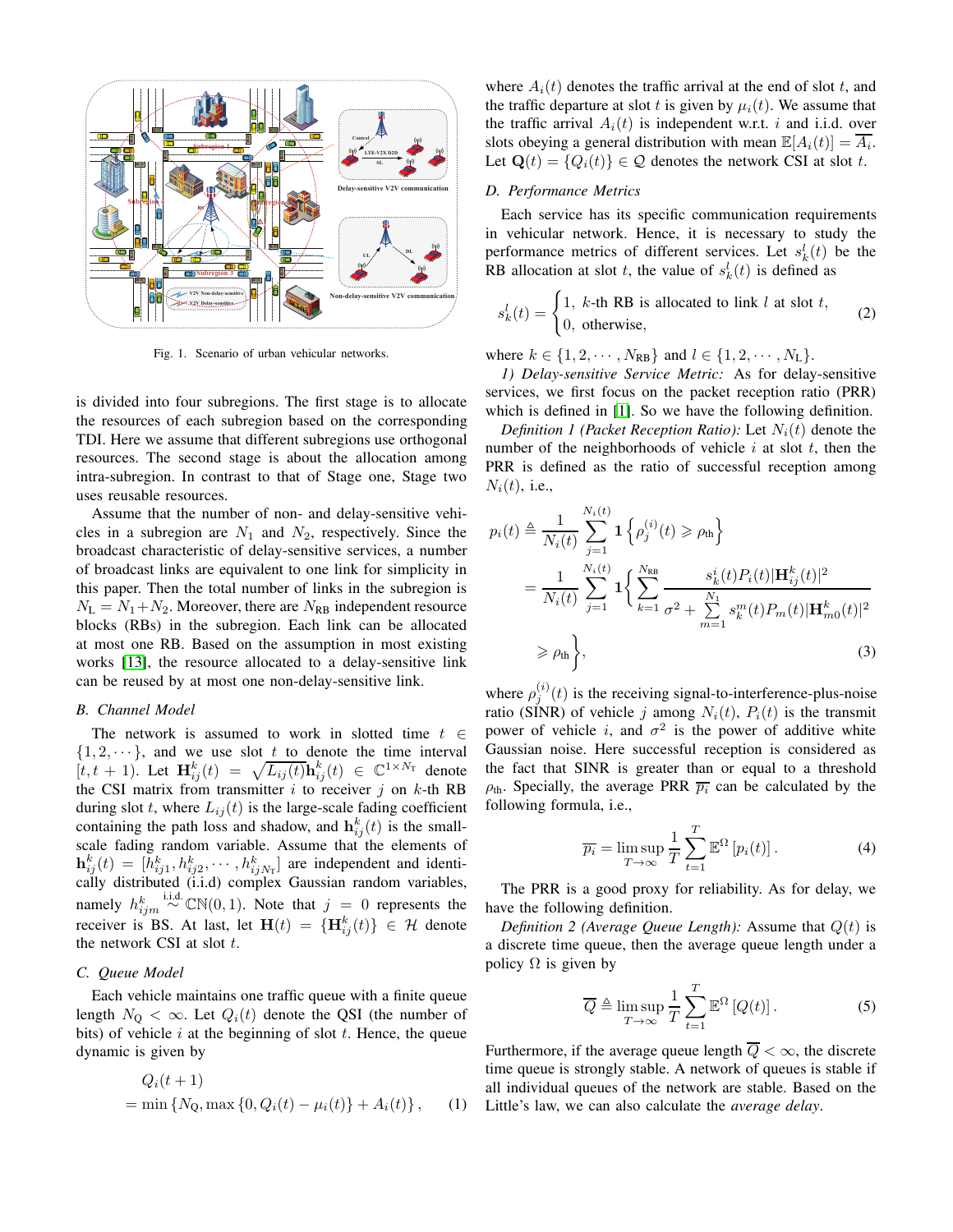Fig. 1. Scenario of urban vehicular networks.

is divided into four subregions. The first stage is to allocate the resources of each subregion based on the corresponding TDI. Here we assume that different subregions use orthogonal resources. The second stage is about the allocation among intra-subregion. In contrast to that of Stage one, Stage two uses reusable resources.

Assume that the number of non- and delay-sensitive vehicles in a subregion are $N_1$ and $N_2$, respectively. Since the broadcast characteristic of delay-sensitive services, a number of broadcast links are equivalent to one link for simplicity in this paper. Then the total number of links in the subregion is $N_{\rm L} = N_1 + N_2$. Moreover, there are $N_{\rm RB}$ independent resource blocks (RBs) in the subregion. Each link can be allocated at most one RB. Based on the assumption in most existing works [13], the resource allocated to a delay-sensitive link can be reused by at most one non-delay-sensitive link.

### B. Channel Model

The network is assumed to work in slotted time $t \in \{1, 2, \cdots\}$, and we use slot $t$ to denote the time interval $[t, t+1)$. Let $\mathbf{H}_{ij}^k(t) = \sqrt{L_{ij}(t)}\mathbf{h}_{ij}^k(t) \in \mathbb{C}^{1\times N_{\rm T}}$ denote the CSI matrix from transmitter $i$ to receiver $j$ on $k$-th RB during slot $t$, where $L_{ij}(t)$ is the large-scale fading coefficient containing the path loss and shadow, and $\mathbf{h}_{ij}^k(t)$ is the small-scale fading random variable. Assume that the elements of $\mathbf{h}_{ij}^k(t) = [h_{ij1}^k, h_{ij2}^k, \cdots, h_{ijN_{\rm T}}^k]$ are independent and identically distributed (i.i.d) complex Gaussian random variables, namely $h_{ijm}^k \overset{\text{i.i.d.}}{\sim} \mathbb{CN}(0,1)$. Note that $j = 0$ represents the receiver is BS. At last, let $\mathbf{H}(t) = \{\mathbf{H}_{ij}^k(t)\} \in \mathcal{H}$ denote the network CSI at slot $t$.

### C. Queue Model

Each vehicle maintains one traffic queue with a finite queue length $N_{\rm Q} < \infty$. Let $Q_i(t)$ denote the QSI (the number of bits) of vehicle $i$ at the beginning of slot $t$. Hence, the queue dynamic is given by

$$
\begin{aligned}
&Q_i(t+1) \\
&= \min\left\{N_{\rm Q}, \max\left\{0, Q_i(t) - \mu_i(t)\right\} + A_i(t)\right\}, \quad (1)
\end{aligned}
$$

where $A_i(t)$ denotes the traffic arrival at the end of slot $t$, and the traffic departure at slot $t$ is given by $\mu_i(t)$. We assume that the traffic arrival $A_i(t)$ is independent w.r.t. $i$ and i.i.d. over slots obeying a general distribution with mean $\mathbb{E}[A_i(t)] = \overline{A_i}$. Let $\mathbf{Q}(t) = \{Q_i(t)\} \in \mathcal{Q}$ denotes the network CSI at slot $t$.

### D. Performance Metrics

Each service has its specific communication requirements in vehicular network. Hence, it is necessary to study the performance metrics of different services. Let $s_k^l(t)$ be the RB allocation at slot $t$, the value of $s_k^l(t)$ is defined as

$$
s_k^l(t) = \begin{cases} 1, & k\text{-th RB is allocated to link } l \text{ at slot } t, \\ 0, & \text{otherwise}, \end{cases} \quad (2)
$$

where $k \in \{1, 2, \cdots, N_{\rm RB}\}$ and $l \in \{1, 2, \cdots, N_{\rm L}\}$.

*1) Delay-sensitive Service Metric:* As for delay-sensitive services, we first focus on the packet reception ratio (PRR) which is defined in [1]. So we have the following definition.

*Definition 1 (Packet Reception Ratio):* Let $N_i(t)$ denote the number of the neighborhoods of vehicle $i$ at slot $t$, then the PRR is defined as the ratio of successful reception among $N_i(t)$, i.e.,

$$
\begin{aligned}
p_i(t) &\triangleq \frac{1}{N_i(t)} \sum_{j=1}^{N_i(t)} \mathbf{1}\left\{\rho_j^{(i)}(t) \geqslant \rho_{\rm th}\right\} \\
&= \frac{1}{N_i(t)} \sum_{j=1}^{N_i(t)} \mathbf{1}\left\{ \sum_{k=1}^{N_{\rm RB}} \frac{s_k^i(t) P_i(t) |\mathbf{H}_{ij}^k(t)|^2}{\sigma^2 + \sum\limits_{m=1}^{N_1} s_k^m(t) P_m(t) |\mathbf{H}_{m0}^k(t)|^2} \right. \\
&\quad \left. \geqslant \rho_{\rm th} \right\}, \quad (3)
\end{aligned}
$$

where $\rho_j^{(i)}(t)$ is the receiving signal-to-interference-plus-noise ratio (SINR) of vehicle $j$ among $N_i(t)$, $P_i(t)$ is the transmit power of vehicle $i$, and $\sigma^2$ is the power of additive white Gaussian noise. Here successful reception is considered as the fact that SINR is greater than or equal to a threshold $\rho_{\rm th}$. Specially, the average PRR $\overline{p_i}$ can be calculated by the following formula, i.e.,

$$
\overline{p_i} = \limsup_{T\to\infty} \frac{1}{T} \sum_{t=1}^{T} \mathbb{E}^{\Omega}\left[p_i(t)\right]. \quad (4)
$$

The PRR is a good proxy for reliability. As for delay, we have the following definition.

*Definition 2 (Average Queue Length):* Assume that $Q(t)$ is a discrete time queue, then the average queue length under a policy $\Omega$ is given by

$$
\overline{Q} \triangleq \limsup_{T\to\infty} \frac{1}{T} \sum_{t=1}^{T} \mathbb{E}^{\Omega}\left[Q(t)\right]. \quad (5)
$$

Furthermore, if the average queue length $\overline{Q} < \infty$, the discrete time queue is strongly stable. A network of queues is stable if all individual queues of the network are stable. Based on the Little's law, we can also calculate the *average delay*.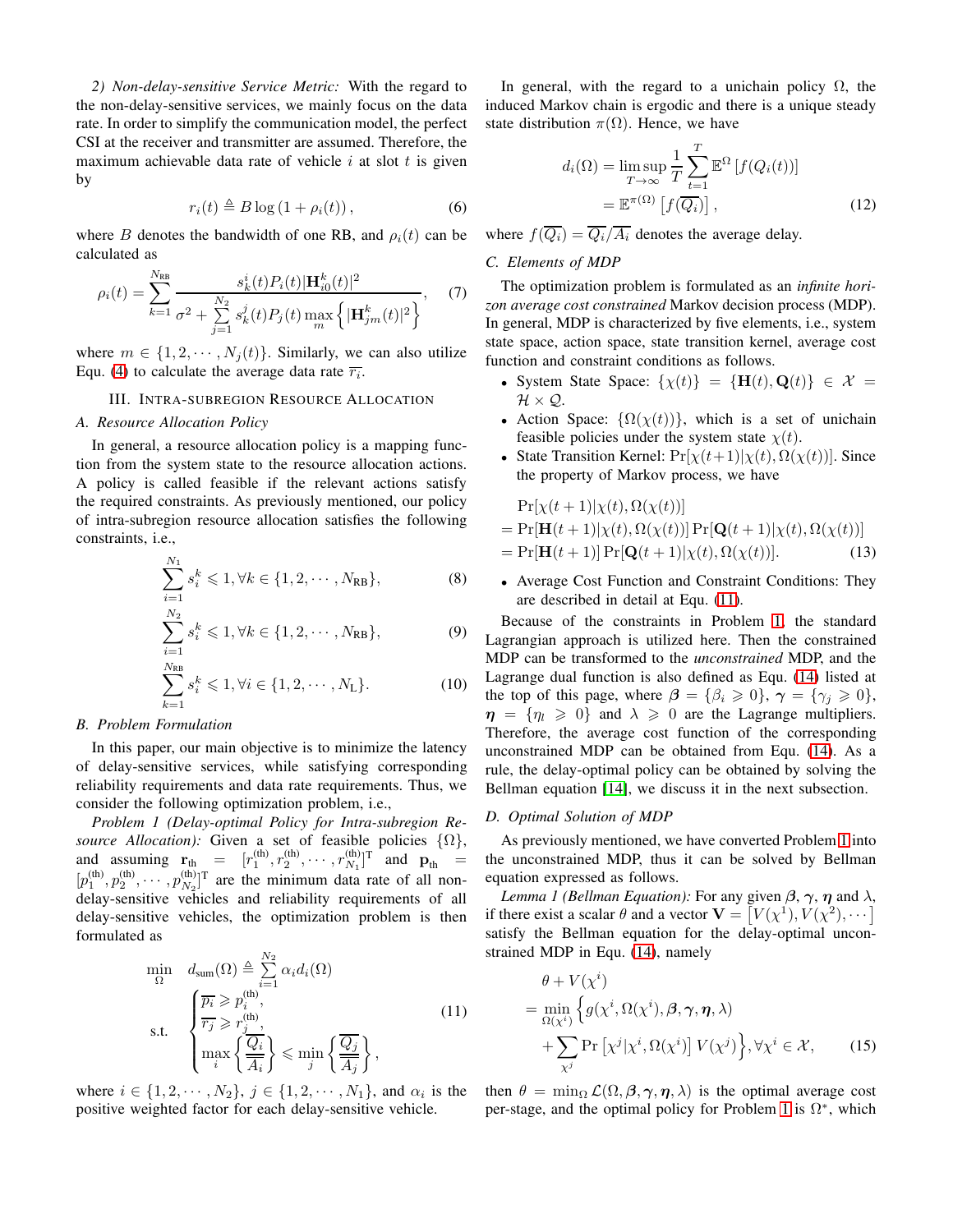*2) Non-delay-sensitive Service Metric:* With the regard to the non-delay-sensitive services, we mainly focus on the data rate. In order to simplify the communication model, the perfect CSI at the receiver and transmitter are assumed. Therefore, the maximum achievable data rate of vehicle $i$ at slot $t$ is given by

$$r_i(t) \triangleq B \log\left(1 + \rho_i(t)\right), \tag{6}$$

where $B$ denotes the bandwidth of one RB, and $\rho_i(t)$ can be calculated as

$$\rho_i(t) = \sum_{k=1}^{N_{\text{RB}}} \frac{s_k^i(t) P_i(t) |\mathbf{H}_{i0}^k(t)|^2}{\sigma^2 + \sum\limits_{j=1}^{N_2} s_k^j(t) P_j(t) \max\limits_{m} \left\{ |\mathbf{H}_{jm}^k(t)|^2 \right\}}, \tag{7}$$

where $m \in \{1, 2, \cdots, N_j(t)\}$. Similarly, we can also utilize Equ. (4) to calculate the average data rate $\overline{r_i}$.

## III. Intra-Subregion Resource Allocation

### A. Resource Allocation Policy

In general, a resource allocation policy is a mapping function from the system state to the resource allocation actions. A policy is called feasible if the relevant actions satisfy the required constraints. As previously mentioned, our policy of intra-subregion resource allocation satisfies the following constraints, i.e.,

$$\sum_{i=1}^{N_1} s_i^k \leqslant 1, \forall k \in \{1, 2, \cdots, N_{\text{RB}}\}, \tag{8}$$

$$\sum_{i=1}^{N_2} s_i^k \leqslant 1, \forall k \in \{1, 2, \cdots, N_{\text{RB}}\}, \tag{9}$$

$$\sum_{k=1}^{N_{\text{RB}}} s_i^k \leqslant 1, \forall i \in \{1, 2, \cdots, N_{\text{L}}\}. \tag{10}$$

### B. Problem Formulation

In this paper, our main objective is to minimize the latency of delay-sensitive services, while satisfying corresponding reliability requirements and data rate requirements. Thus, we consider the following optimization problem, i.e.,

*Problem 1 (Delay-optimal Policy for Intra-subregion Resource Allocation):* Given a set of feasible policies $\{\Omega\}$, and assuming $\mathbf{r}_{\text{th}} = [r_1^{(\text{th})}, r_2^{(\text{th})}, \cdots, r_{N_1}^{(\text{th})}]^{\text{T}}$ and $\mathbf{p}_{\text{th}} = [p_1^{(\text{th})}, p_2^{(\text{th})}, \cdots, p_{N_2}^{(\text{th})}]^{\text{T}}$ are the minimum data rate of all non-delay-sensitive vehicles and reliability requirements of all delay-sensitive vehicles, the optimization problem is then formulated as

$$\begin{aligned} \min_{\Omega} \quad & d_{\text{sum}}(\Omega) \triangleq \sum_{i=1}^{N_2} \alpha_i d_i(\Omega) \\ \text{s.t.} \quad & \begin{cases} \overline{p_i} \geqslant p_i^{(\text{th})}, \\ \overline{r_j} \geqslant r_j^{(\text{th})}, \\ \max\limits_{i} \left\{ \dfrac{\overline{Q_i}}{\overline{A_i}} \right\} \leqslant \min\limits_{j} \left\{ \dfrac{\overline{Q_j}}{\overline{A_j}} \right\}, \end{cases} \end{aligned} \tag{11}$$

where $i \in \{1, 2, \cdots, N_2\}$, $j \in \{1, 2, \cdots, N_1\}$, and $\alpha_i$ is the positive weighted factor for each delay-sensitive vehicle.

In general, with the regard to a unichain policy $\Omega$, the induced Markov chain is ergodic and there is a unique steady state distribution $\pi(\Omega)$. Hence, we have

$$\begin{aligned} d_i(\Omega) &= \limsup_{T \to \infty} \frac{1}{T} \sum_{t=1}^{T} \mathbb{E}^{\Omega}\left[f(Q_i(t))\right] \\ &= \mathbb{E}^{\pi(\Omega)}\left[f(\overline{Q_i})\right], \end{aligned} \tag{12}$$

where $f(\overline{Q_i}) = \overline{Q_i}/\overline{A_i}$ denotes the average delay.

### C. Elements of MDP

The optimization problem is formulated as an *infinite horizon average cost constrained* Markov decision process (MDP). In general, MDP is characterized by five elements, i.e., system state space, action space, state transition kernel, average cost function and constraint conditions as follows.

- System State Space: $\{\chi(t)\} = \{\mathbf{H}(t), \mathbf{Q}(t)\} \in \mathcal{X} = \mathcal{H} \times \mathcal{Q}$.
- Action Space: $\{\Omega(\chi(t))\}$, which is a set of unichain feasible policies under the system state $\chi(t)$.
- State Transition Kernel: $\Pr[\chi(t+1)|\chi(t), \Omega(\chi(t))]$. Since the property of Markov process, we have

$$\begin{aligned} &\Pr[\chi(t+1)|\chi(t), \Omega(\chi(t))] \\ &= \Pr[\mathbf{H}(t+1)|\chi(t), \Omega(\chi(t))] \Pr[\mathbf{Q}(t+1)|\chi(t), \Omega(\chi(t))] \\ &= \Pr[\mathbf{H}(t+1)] \Pr[\mathbf{Q}(t+1)|\chi(t), \Omega(\chi(t))]. \end{aligned} \tag{13}$$

- Average Cost Function and Constraint Conditions: They are described in detail at Equ. (11).

Because of the constraints in Problem 1, the standard Lagrangian approach is utilized here. Then the constrained MDP can be transformed to the *unconstrained* MDP, and the Lagrange dual function is also defined as Equ. (14) listed at the top of this page, where $\boldsymbol{\beta} = \{\beta_i \geqslant 0\}$, $\boldsymbol{\gamma} = \{\gamma_j \geqslant 0\}$, $\boldsymbol{\eta} = \{\eta_l \geqslant 0\}$ and $\lambda \geqslant 0$ are the Lagrange multipliers. Therefore, the average cost function of the corresponding unconstrained MDP can be obtained from Equ. (14). As a rule, the delay-optimal policy can be obtained by solving the Bellman equation [14], we discuss it in the next subsection.

### D. Optimal Solution of MDP

As previously mentioned, we have converted Problem 1 into the unconstrained MDP, thus it can be solved by Bellman equation expressed as follows.

*Lemma 1 (Bellman Equation):* For any given $\boldsymbol{\beta}$, $\boldsymbol{\gamma}$, $\boldsymbol{\eta}$ and $\lambda$, if there exist a scalar $\theta$ and a vector $\mathbf{V} = \left[V(\chi^1), V(\chi^2), \cdots\right]$ satisfy the Bellman equation for the delay-optimal unconstrained MDP in Equ. (14), namely

$$\begin{aligned} &\theta + V(\chi^i) \\ &= \min_{\Omega(\chi^i)} \Big\{ g(\chi^i, \Omega(\chi^i), \boldsymbol{\beta}, \boldsymbol{\gamma}, \boldsymbol{\eta}, \lambda) \\ &\quad + \sum_{\chi^j} \Pr\left[\chi^j | \chi^i, \Omega(\chi^i)\right] V(\chi^j) \Big\}, \forall \chi^i \in \mathcal{X}, \end{aligned} \tag{15}$$

then $\theta = \min_{\Omega} \mathcal{L}(\Omega, \boldsymbol{\beta}, \boldsymbol{\gamma}, \boldsymbol{\eta}, \lambda)$ is the optimal average cost per-stage, and the optimal policy for Problem 1 is $\Omega^*$, which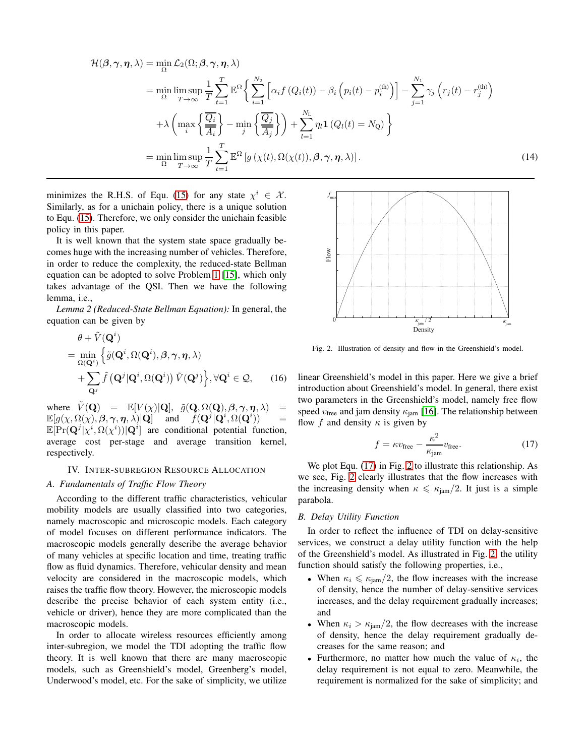$$
\begin{aligned}
\mathcal{H}(\boldsymbol{\beta},\boldsymbol{\gamma},\boldsymbol{\eta},\lambda) &= \min_{\Omega} \mathcal{L}_2(\Omega;\boldsymbol{\beta},\boldsymbol{\gamma},\boldsymbol{\eta},\lambda) \\
&= \min_{\Omega} \limsup_{T\to\infty} \frac{1}{T}\sum_{t=1}^{T} \mathbb{E}^{\Omega}\Bigg\{ \sum_{i=1}^{N_2} \left[\alpha_i f\left(Q_i(t)\right) - \beta_i\left(p_i(t) - p_i^{(\text{th})}\right)\right] - \sum_{j=1}^{N_1}\gamma_j\left(r_j(t) - r_j^{(\text{th})}\right) \\
&\quad + \lambda\left(\max_i\left\{\frac{\overline{Q_i}}{\overline{A_i}}\right\} - \min_j\left\{\frac{\overline{Q_j}}{\overline{A_j}}\right\}\right) + \sum_{l=1}^{N_{\text{L}}}\eta_l \mathbf{1}\left(Q_l(t) = N_{\text{Q}}\right)\Bigg\} \\
&= \min_{\Omega} \limsup_{T\to\infty} \frac{1}{T}\sum_{t=1}^{T} \mathbb{E}^{\Omega}\left[g\left(\chi(t), \Omega(\chi(t)), \boldsymbol{\beta},\boldsymbol{\gamma},\boldsymbol{\eta},\lambda\right)\right]. \qquad (14)
\end{aligned}
$$

minimizes the R.H.S. of Equ. (15) for any state $\chi^i \in \mathcal{X}$. Similarly, as for a unichain policy, there is a unique solution to Equ. (15). Therefore, we only consider the unichain feasible policy in this paper.

It is well known that the system state space gradually becomes huge with the increasing number of vehicles. Therefore, in order to reduce the complexity, the reduced-state Bellman equation can be adopted to solve Problem 1 [15], which only takes advantage of the QSI. Then we have the following lemma, i.e.,

*Lemma 2 (Reduced-State Bellman Equation):* In general, the equation can be given by

$$
\begin{aligned}
&\theta + \tilde{V}(\mathbf{Q}^i) \\
&= \min_{\Omega(\mathbf{Q}^i)} \Big\{ \tilde{g}(\mathbf{Q}^i, \Omega(\mathbf{Q}^i), \boldsymbol{\beta},\boldsymbol{\gamma},\boldsymbol{\eta},\lambda) \\
&\quad + \sum_{\mathbf{Q}^j} \tilde{f}\left(\mathbf{Q}^j | \mathbf{Q}^i, \Omega(\mathbf{Q}^i)\right) \tilde{V}(\mathbf{Q}^j) \Big\}, \forall \mathbf{Q}^i \in \mathcal{Q}, \qquad (16)
\end{aligned}
$$

where $\tilde{V}(\mathbf{Q}) = \mathbb{E}[V(\chi)|\mathbf{Q}]$, $\tilde{g}(\mathbf{Q}, \Omega(\mathbf{Q}), \boldsymbol{\beta},\boldsymbol{\gamma},\boldsymbol{\eta},\lambda) = \mathbb{E}[g(\chi, \Omega(\chi), \boldsymbol{\beta},\boldsymbol{\gamma},\boldsymbol{\eta},\lambda)|\mathbf{Q}]$ and $\tilde{f}(\mathbf{Q}^j|\mathbf{Q}^i, \Omega(\mathbf{Q}^i)) = \mathbb{E}[\Pr(\mathbf{Q}^j|\chi^i, \Omega(\chi^i))|\mathbf{Q}^i]$ are conditional potential function, average cost per-stage and average transition kernel, respectively.

## IV. Inter-Subregion Resource Allocation

### A. Fundamentals of Traffic Flow Theory

According to the different traffic characteristics, vehicular mobility models are usually classified into two categories, namely macroscopic and microscopic models. Each category of model focuses on different performance indicators. The macroscopic models generally describe the average behavior of many vehicles at specific location and time, treating traffic flow as fluid dynamics. Therefore, vehicular density and mean velocity are considered in the macroscopic models, which raises the traffic flow theory. However, the microscopic models describe the precise behavior of each system entity (i.e., vehicle or driver), hence they are more complicated than the macroscopic models.

In order to allocate wireless resources efficiently among inter-subregion, we model the TDI adopting the traffic flow theory. It is well known that there are many macroscopic models, such as Greenshield's model, Greenberg's model, Underwood's model, etc. For the sake of simplicity, we utilize linear Greenshield's model in this paper. Here we give a brief introduction about Greenshield's model. In general, there exist two parameters in the Greenshield's model, namely free flow speed $v_{\text{free}}$ and jam density $\kappa_{\text{jam}}$ [16]. The relationship between flow $f$ and density $\kappa$ is given by

$$
f = \kappa v_{\text{free}} - \frac{\kappa^2}{\kappa_{\text{jam}}} v_{\text{free}}. \qquad (17)
$$

Fig. 2. Illustration of density and flow in the Greenshield's model.

We plot Equ. (17) in Fig. 2 to illustrate this relationship. As we see, Fig. 2 clearly illustrates that the flow increases with the increasing density when $\kappa \leqslant \kappa_{\text{jam}}/2$. It just is a simple parabola.

### B. Delay Utility Function

In order to reflect the influence of TDI on delay-sensitive services, we construct a delay utility function with the help of the Greenshield's model. As illustrated in Fig. 2, the utility function should satisfy the following properties, i.e.,

- When $\kappa_i \leqslant \kappa_{\text{jam}}/2$, the flow increases with the increase of density, hence the number of delay-sensitive services increases, and the delay requirement gradually increases; and
- When $\kappa_i > \kappa_{\text{jam}}/2$, the flow decreases with the increase of density, hence the delay requirement gradually decreases for the same reason; and
- Furthermore, no matter how much the value of $\kappa_i$, the delay requirement is not equal to zero. Meanwhile, the requirement is normalized for the sake of simplicity; and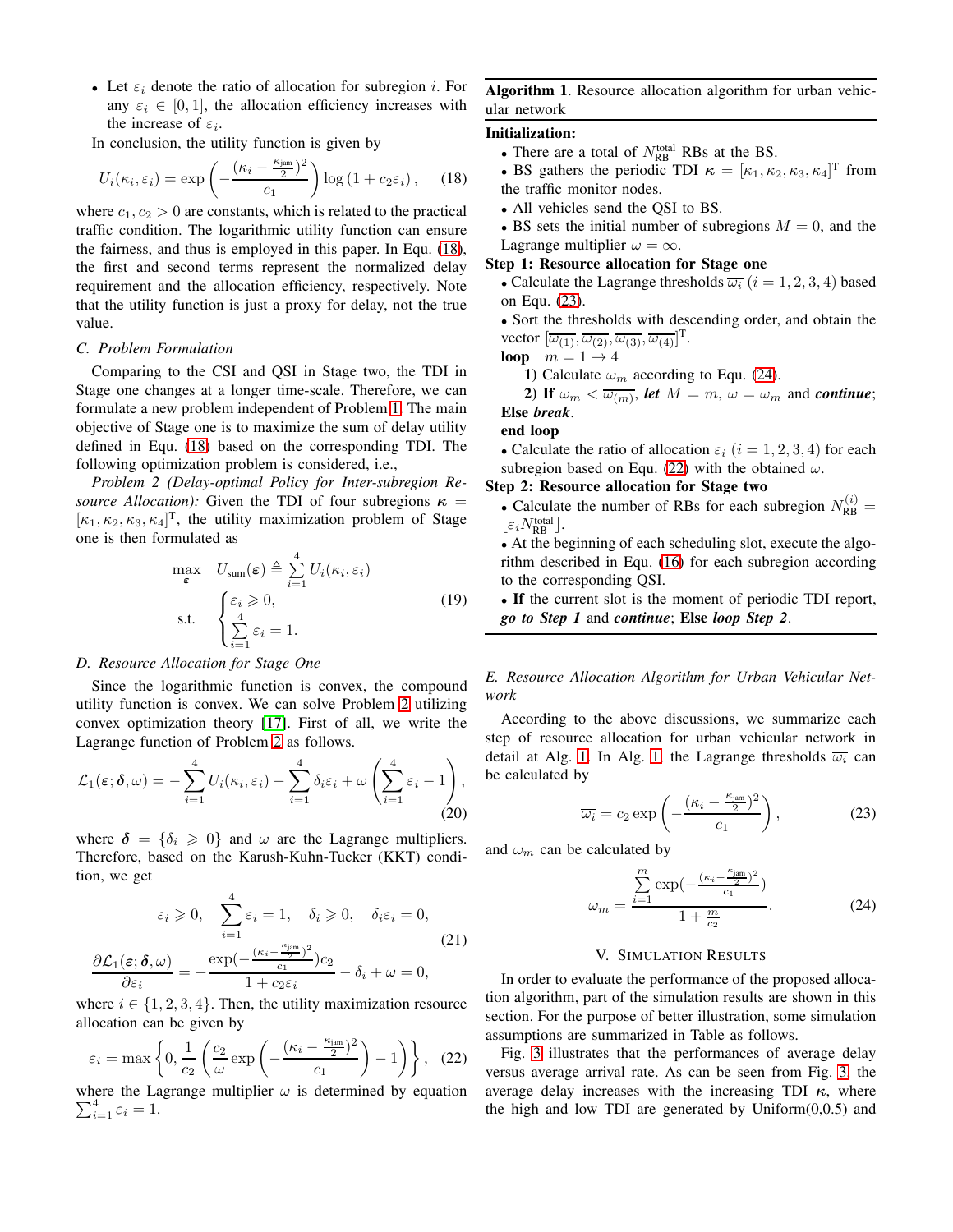- Let $\varepsilon_i$ denote the ratio of allocation for subregion $i$. For any $\varepsilon_i \in [0, 1]$, the allocation efficiency increases with the increase of $\varepsilon_i$.

In conclusion, the utility function is given by

$$U_i(\kappa_i, \varepsilon_i) = \exp\left(-\frac{(\kappa_i - \frac{\kappa_{\text{jam}}}{2})^2}{c_1}\right) \log\left(1 + c_2 \varepsilon_i\right), \quad (18)$$

where $c_1, c_2 > 0$ are constants, which is related to the practical traffic condition. The logarithmic utility function can ensure the fairness, and thus is employed in this paper. In Equ. (18), the first and second terms represent the normalized delay requirement and the allocation efficiency, respectively. Note that the utility function is just a proxy for delay, not the true value.

### C. Problem Formulation

Comparing to the CSI and QSI in Stage two, the TDI in Stage one changes at a longer time-scale. Therefore, we can formulate a new problem independent of Problem 1. The main objective of Stage one is to maximize the sum of delay utility defined in Equ. (18) based on the corresponding TDI. The following optimization problem is considered, i.e.,

*Problem 2 (Delay-optimal Policy for Inter-subregion Resource Allocation):* Given the TDI of four subregions $\boldsymbol{\kappa} = [\kappa_1, \kappa_2, \kappa_3, \kappa_4]^{\mathrm{T}}$, the utility maximization problem of Stage one is then formulated as

$$\begin{aligned} \max_{\boldsymbol{\varepsilon}} \quad & U_{\text{sum}}(\boldsymbol{\varepsilon}) \triangleq \sum_{i=1}^{4} U_i(\kappa_i, \varepsilon_i) \\ \text{s.t.} \quad & \begin{cases} \varepsilon_i \geqslant 0, \\ \sum\limits_{i=1}^{4} \varepsilon_i = 1. \end{cases} \end{aligned} \quad (19)$$

### D. Resource Allocation for Stage One

Since the logarithmic function is convex, the compound utility function is convex. We can solve Problem 2 utilizing convex optimization theory [17]. First of all, we write the Lagrange function of Problem 2 as follows.

$$\mathcal{L}_1(\boldsymbol{\varepsilon}; \boldsymbol{\delta}, \omega) = -\sum_{i=1}^{4} U_i(\kappa_i, \varepsilon_i) - \sum_{i=1}^{4} \delta_i \varepsilon_i + \omega\left(\sum_{i=1}^{4} \varepsilon_i - 1\right), \quad (20)$$

where $\boldsymbol{\delta} = \{\delta_i \geqslant 0\}$ and $\omega$ are the Lagrange multipliers. Therefore, based on the Karush-Kuhn-Tucker (KKT) condition, we get

$$\begin{aligned} &\varepsilon_i \geqslant 0, \quad \sum_{i=1}^{4} \varepsilon_i = 1, \quad \delta_i \geqslant 0, \quad \delta_i \varepsilon_i = 0, \\ &\frac{\partial \mathcal{L}_1(\boldsymbol{\varepsilon}; \boldsymbol{\delta}, \omega)}{\partial \varepsilon_i} = -\frac{\exp(-\frac{(\kappa_i - \frac{\kappa_{\text{jam}}}{2})^2}{c_1}) c_2}{1 + c_2 \varepsilon_i} - \delta_i + \omega = 0, \end{aligned} \quad (21)$$

where $i \in \{1, 2, 3, 4\}$. Then, the utility maximization resource allocation can be given by

$$\varepsilon_i = \max\left\{0, \frac{1}{c_2}\left(\frac{c_2}{\omega} \exp\left(-\frac{(\kappa_i - \frac{\kappa_{\text{jam}}}{2})^2}{c_1}\right) - 1\right)\right\}, \quad (22)$$

where the Lagrange multiplier $\omega$ is determined by equation $\sum_{i=1}^{4} \varepsilon_i = 1$.

---

**Algorithm 1**. Resource allocation algorithm for urban vehicular network

**Initialization:**

- There are a total of $N_{\text{RB}}^{\text{total}}$ RBs at the BS.
- BS gathers the periodic TDI $\boldsymbol{\kappa} = [\kappa_1, \kappa_2, \kappa_3, \kappa_4]^{\mathrm{T}}$ from the traffic monitor nodes.
- All vehicles send the QSI to BS.
- BS sets the initial number of subregions $M = 0$, and the Lagrange multiplier $\omega = \infty$.

**Step 1: Resource allocation for Stage one**

- Calculate the Lagrange thresholds $\overline{\omega_i}$ $(i = 1, 2, 3, 4)$ based on Equ. (23).
- Sort the thresholds with descending order, and obtain the vector $[\overline{\omega_{(1)}}, \overline{\omega_{(2)}}, \overline{\omega_{(3)}}, \overline{\omega_{(4)}}]^{\mathrm{T}}$.

**loop** $m = 1 \to 4$

  **1)** Calculate $\omega_m$ according to Equ. (24).

  **2) If** $\omega_m < \overline{\omega_{(m)}}$, ***let*** $M = m$, $\omega = \omega_m$ and ***continue***;

**Else** ***break***.

**end loop**

- Calculate the ratio of allocation $\varepsilon_i$ $(i = 1, 2, 3, 4)$ for each subregion based on Equ. (22) with the obtained $\omega$.

**Step 2: Resource allocation for Stage two**

- Calculate the number of RBs for each subregion $N_{\text{RB}}^{(i)} = \lfloor \varepsilon_i N_{\text{RB}}^{\text{total}} \rfloor$.
- At the beginning of each scheduling slot, execute the algorithm described in Equ. (16) for each subregion according to the corresponding QSI.
- **If** the current slot is the moment of periodic TDI report, ***go to Step 1*** and ***continue***; **Else** ***loop Step 2***.

---

### E. Resource Allocation Algorithm for Urban Vehicular Network

According to the above discussions, we summarize each step of resource allocation for urban vehicular network in detail at Alg. 1. In Alg. 1, the Lagrange thresholds $\overline{\omega_i}$ can be calculated by

$$\overline{\omega_i} = c_2 \exp\left(-\frac{(\kappa_i - \frac{\kappa_{\text{jam}}}{2})^2}{c_1}\right), \quad (23)$$

and $\omega_m$ can be calculated by

$$\omega_m = \frac{\sum\limits_{i=1}^{m} \exp(-\frac{(\kappa_i - \frac{\kappa_{\text{jam}}}{2})^2}{c_1})}{1 + \frac{m}{c_2}}. \quad (24)$$

## V. Simulation Results

In order to evaluate the performance of the proposed allocation algorithm, part of the simulation results are shown in this section. For the purpose of better illustration, some simulation assumptions are summarized in Table as follows.

Fig. 3 illustrates that the performances of average delay versus average arrival rate. As can be seen from Fig. 3, the average delay increases with the increasing TDI $\boldsymbol{\kappa}$, where the high and low TDI are generated by Uniform(0,0.5) and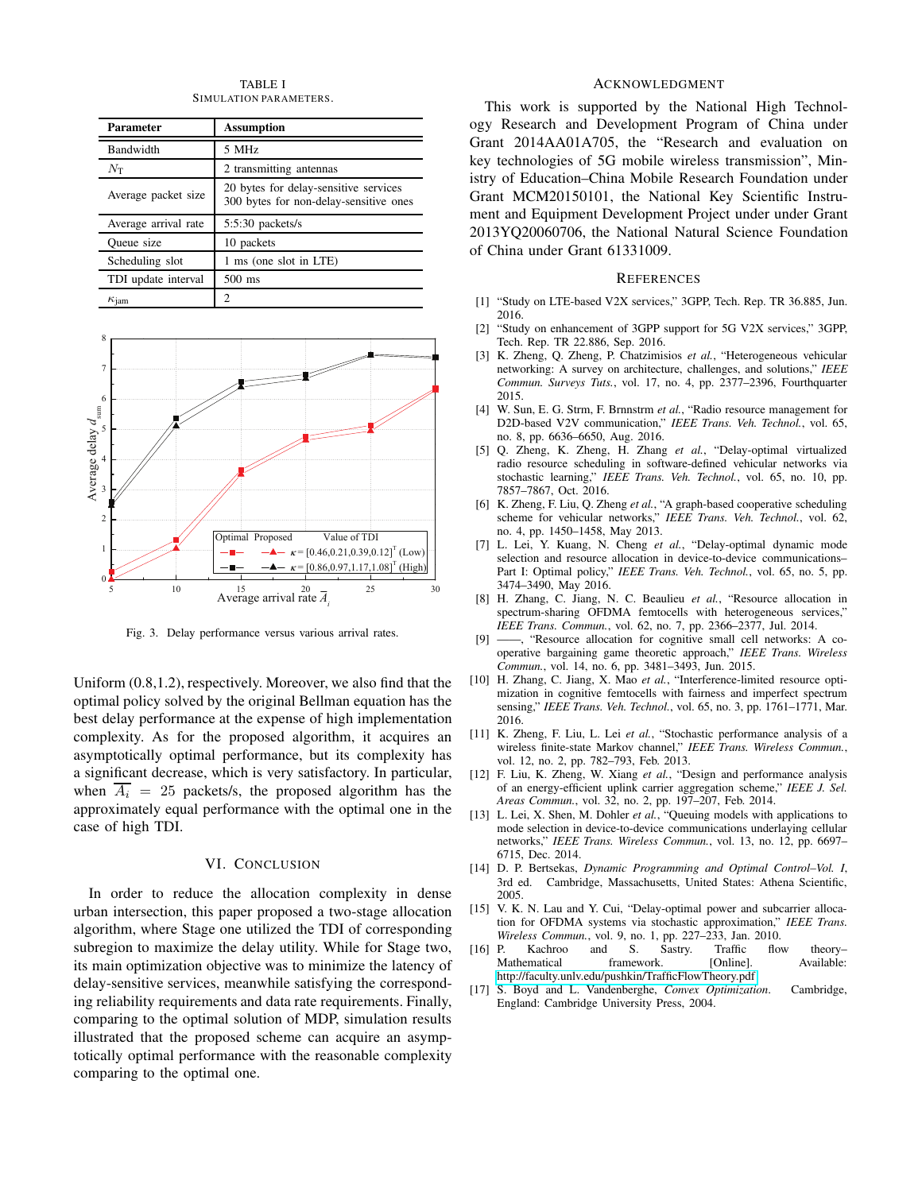TABLE I
SIMULATION PARAMETERS.

| Parameter | Assumption |
|---|---|
| Bandwidth | 5 MHz |
| $N_T$ | 2 transmitting antennas |
| Average packet size | 20 bytes for delay-sensitive services 300 bytes for non-delay-sensitive ones |
| Average arrival rate | 5:5:30 packets/s |
| Queue size | 10 packets |
| Scheduling slot | 1 ms (one slot in LTE) |
| TDI update interval | 500 ms |
| $\kappa_{jam}$ | 2 |

Average delay $d_{sum}$

0 1 2 3 4 5 6 7 8

5 10 15 20 25 30

Average arrival rate $\overline{A}_i$

Optimal Proposed Value of TDI

$\kappa = [0.46,0.21,0.39,0.12]^T$ (Low)

$\kappa = [0.86,0.97,1.17,1.08]^T$ (High)

Fig. 3. Delay performance versus various arrival rates.

Uniform (0.8,1.2), respectively. Moreover, we also find that the optimal policy solved by the original Bellman equation has the best delay performance at the expense of high implementation complexity. As for the proposed algorithm, it acquires an asymptotically optimal performance, but its complexity has a significant decrease, which is very satisfactory. In particular, when $\overline{A_i} = 25$ packets/s, the proposed algorithm has the approximately equal performance with the optimal one in the case of high TDI.

## VI. CONCLUSION

In order to reduce the allocation complexity in dense urban intersection, this paper proposed a two-stage allocation algorithm, where Stage one utilized the TDI of corresponding subregion to maximize the delay utility. While for Stage two, its main optimization objective was to minimize the latency of delay-sensitive services, meanwhile satisfying the corresponding reliability requirements and data rate requirements. Finally, comparing to the optimal solution of MDP, simulation results illustrated that the proposed scheme can acquire an asymptotically optimal performance with the reasonable complexity comparing to the optimal one.

## ACKNOWLEDGMENT

This work is supported by the National High Technology Research and Development Program of China under Grant 2014AA01A705, the "Research and evaluation on key technologies of 5G mobile wireless transmission", Ministry of Education–China Mobile Research Foundation under Grant MCM20150101, the National Key Scientific Instrument and Equipment Development Project under under Grant 2013YQ20060706, the National Natural Science Foundation of China under Grant 61331009.

## REFERENCES

[1] "Study on LTE-based V2X services," 3GPP, Tech. Rep. TR 36.885, Jun. 2016.

[2] "Study on enhancement of 3GPP support for 5G V2X services," 3GPP, Tech. Rep. TR 22.886, Sep. 2016.

[3] K. Zheng, Q. Zheng, P. Chatzimisios *et al.*, "Heterogeneous vehicular networking: A survey on architecture, challenges, and solutions," *IEEE Commun. Surveys Tuts.*, vol. 17, no. 4, pp. 2377–2396, Fourthquarter 2015.

[4] W. Sun, E. G. Strm, F. Brnnstrm *et al.*, "Radio resource management for D2D-based V2V communication," *IEEE Trans. Veh. Technol.*, vol. 65, no. 8, pp. 6636–6650, Aug. 2016.

[5] Q. Zheng, K. Zheng, H. Zhang *et al.*, "Delay-optimal virtualized radio resource scheduling in software-defined vehicular networks via stochastic learning," *IEEE Trans. Veh. Technol.*, vol. 65, no. 10, pp. 7857–7867, Oct. 2016.

[6] K. Zheng, F. Liu, Q. Zheng *et al.*, "A graph-based cooperative scheduling scheme for vehicular networks," *IEEE Trans. Veh. Technol.*, vol. 62, no. 4, pp. 1450–1458, May 2013.

[7] L. Lei, Y. Kuang, N. Cheng *et al.*, "Delay-optimal dynamic mode selection and resource allocation in device-to-device communications–Part I: Optimal policy," *IEEE Trans. Veh. Technol.*, vol. 65, no. 5, pp. 3474–3490, May 2016.

[8] H. Zhang, C. Jiang, N. C. Beaulieu *et al.*, "Resource allocation in spectrum-sharing OFDMA femtocells with heterogeneous services," *IEEE Trans. Commun.*, vol. 62, no. 7, pp. 2366–2377, Jul. 2014.

[9] ——, "Resource allocation for cognitive small cell networks: A cooperative bargaining game theoretic approach," *IEEE Trans. Wireless Commun.*, vol. 14, no. 6, pp. 3481–3493, Jun. 2015.

[10] H. Zhang, C. Jiang, X. Mao *et al.*, "Interference-limited resource optimization in cognitive femtocells with fairness and imperfect spectrum sensing," *IEEE Trans. Veh. Technol.*, vol. 65, no. 3, pp. 1761–1771, Mar. 2016.

[11] K. Zheng, F. Liu, L. Lei *et al.*, "Stochastic performance analysis of a wireless finite-state Markov channel," *IEEE Trans. Wireless Commun.*, vol. 12, no. 2, pp. 782–793, Feb. 2013.

[12] F. Liu, K. Zheng, W. Xiang *et al.*, "Design and performance analysis of an energy-efficient uplink carrier aggregation scheme," *IEEE J. Sel. Areas Commun.*, vol. 32, no. 2, pp. 197–207, Feb. 2014.

[13] L. Lei, X. Shen, M. Dohler *et al.*, "Queuing models with applications to mode selection in device-to-device communications underlaying cellular networks," *IEEE Trans. Wireless Commun.*, vol. 13, no. 12, pp. 6697–6715, Dec. 2014.

[14] D. P. Bertsekas, *Dynamic Programming and Optimal Control–Vol. I*, 3rd ed. Cambridge, Massachusetts, United States: Athena Scientific, 2005.

[15] V. K. N. Lau and Y. Cui, "Delay-optimal power and subcarrier allocation for OFDMA systems via stochastic approximation," *IEEE Trans. Wireless Commun.*, vol. 9, no. 1, pp. 227–233, Jan. 2010.

[16] P. Kachroo and S. Sastry. Traffic flow theory–Mathematical framework. [Online]. Available: http://faculty.unlv.edu/pushkin/TrafficFlowTheory.pdf

[17] S. Boyd and L. Vandenberghe, *Convex Optimization*. Cambridge, England: Cambridge University Press, 2004.